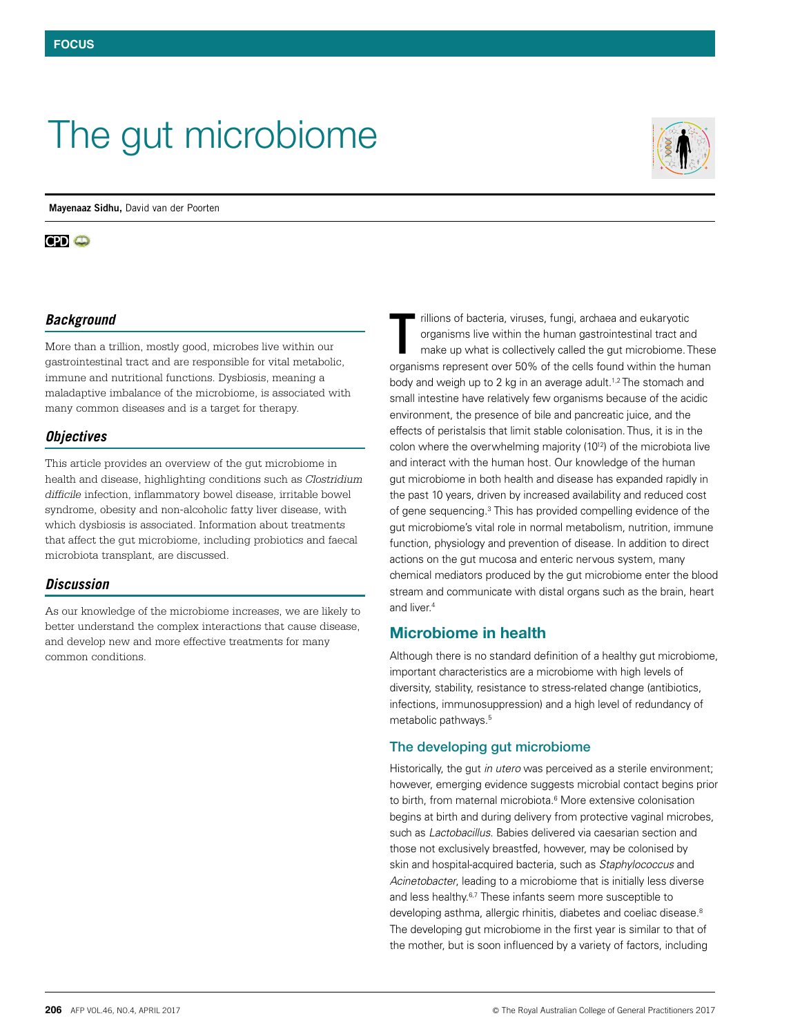FOCUS

# The gut microbiome

**Mayenaaz Sidhu,** David van der Poorten

CPD

### *Background*

More than a trillion, mostly good, microbes live within our gastrointestinal tract and are responsible for vital metabolic, immune and nutritional functions. Dysbiosis, meaning a maladaptive imbalance of the microbiome, is associated with many common diseases and is a target for therapy.

### *Objectives*

This article provides an overview of the gut microbiome in health and disease, highlighting conditions such as *Clostridium difficile* infection, inflammatory bowel disease, irritable bowel syndrome, obesity and non-alcoholic fatty liver disease, with which dysbiosis is associated. Information about treatments that affect the gut microbiome, including probiotics and faecal microbiota transplant, are discussed.

### *Discussion*

As our knowledge of the microbiome increases, we are likely to better understand the complex interactions that cause disease, and develop new and more effective treatments for many common conditions.

Trillions of bacteria, viruses, fungi, archaea and eukaryotic organisms live within the human gastrointestinal tract and make up what is collectively called the gut microbiome. These organisms represent over 50% of the cells found within the human body and weigh up to 2 kg in an average adult.[1,2] The stomach and small intestine have relatively few organisms because of the acidic environment, the presence of bile and pancreatic juice, and the effects of peristalsis that limit stable colonisation. Thus, it is in the colon where the overwhelming majority ($10^{12}$) of the microbiota live and interact with the human host. Our knowledge of the human gut microbiome in both health and disease has expanded rapidly in the past 10 years, driven by increased availability and reduced cost of gene sequencing.[3] This has provided compelling evidence of the gut microbiome's vital role in normal metabolism, nutrition, immune function, physiology and prevention of disease. In addition to direct actions on the gut mucosa and enteric nervous system, many chemical mediators produced by the gut microbiome enter the blood stream and communicate with distal organs such as the brain, heart and liver.[4]

## Microbiome in health

Although there is no standard definition of a healthy gut microbiome, important characteristics are a microbiome with high levels of diversity, stability, resistance to stress-related change (antibiotics, infections, immunosuppression) and a high level of redundancy of metabolic pathways.[5]

### The developing gut microbiome

Historically, the gut *in utero* was perceived as a sterile environment; however, emerging evidence suggests microbial contact begins prior to birth, from maternal microbiota.[6] More extensive colonisation begins at birth and during delivery from protective vaginal microbes, such as *Lactobacillus*. Babies delivered via caesarian section and those not exclusively breastfed, however, may be colonised by skin and hospital-acquired bacteria, such as *Staphylococcus* and *Acinetobacter*, leading to a microbiome that is initially less diverse and less healthy.[6,7] These infants seem more susceptible to developing asthma, allergic rhinitis, diabetes and coeliac disease.[8] The developing gut microbiome in the first year is similar to that of the mother, but is soon influenced by a variety of factors, including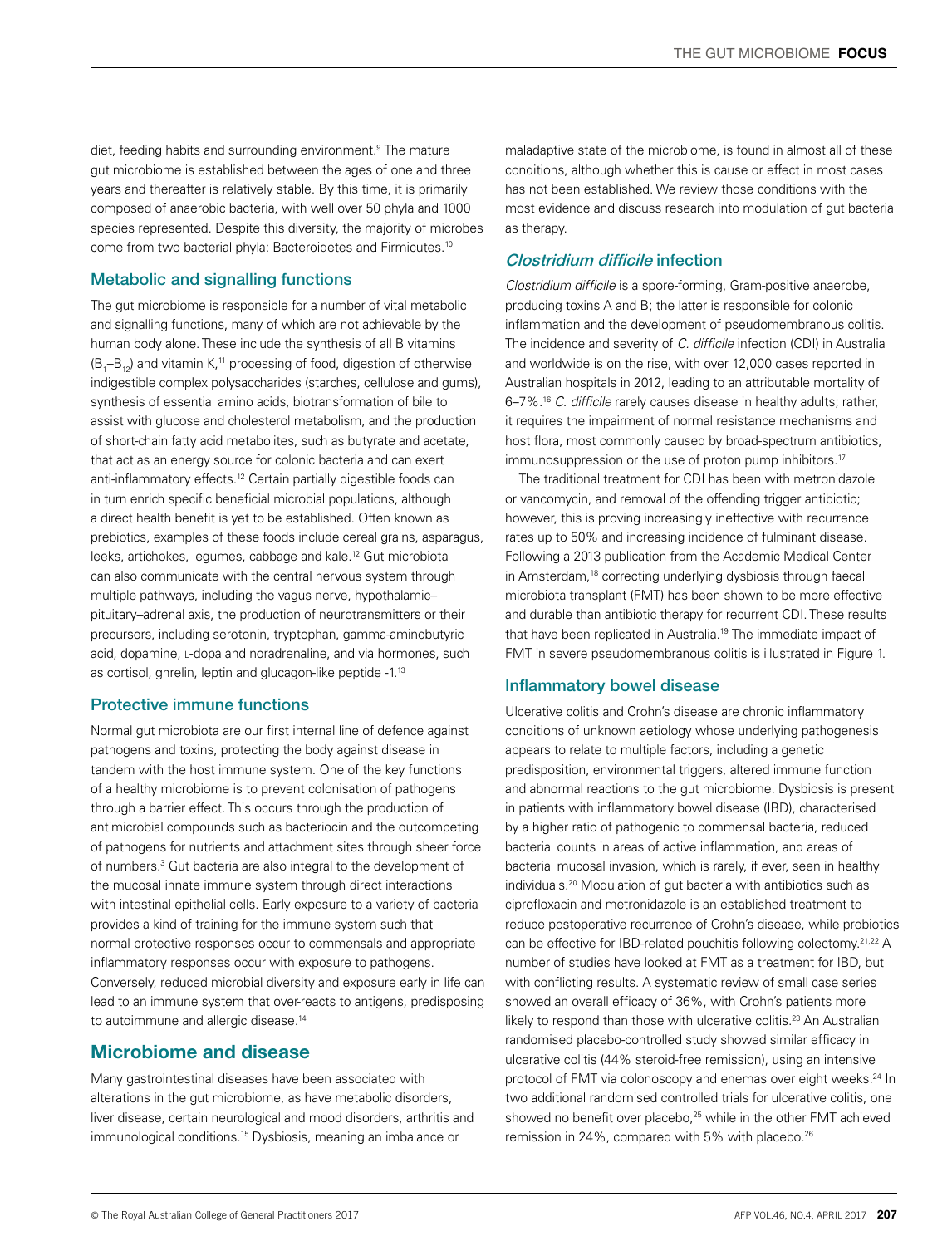diet, feeding habits and surrounding environment.[9] The mature gut microbiome is established between the ages of one and three years and thereafter is relatively stable. By this time, it is primarily composed of anaerobic bacteria, with well over 50 phyla and 1000 species represented. Despite this diversity, the majority of microbes come from two bacterial phyla: Bacteroidetes and Firmicutes.[10]

### Metabolic and signalling functions

The gut microbiome is responsible for a number of vital metabolic and signalling functions, many of which are not achievable by the human body alone. These include the synthesis of all B vitamins ($B_1$–$B_{12}$) and vitamin K,[11] processing of food, digestion of otherwise indigestible complex polysaccharides (starches, cellulose and gums), synthesis of essential amino acids, biotransformation of bile to assist with glucose and cholesterol metabolism, and the production of short-chain fatty acid metabolites, such as butyrate and acetate, that act as an energy source for colonic bacteria and can exert anti-inflammatory effects.[12] Certain partially digestible foods can in turn enrich specific beneficial microbial populations, although a direct health benefit is yet to be established. Often known as prebiotics, examples of these foods include cereal grains, asparagus, leeks, artichokes, legumes, cabbage and kale.[12] Gut microbiota can also communicate with the central nervous system through multiple pathways, including the vagus nerve, hypothalamic–pituitary–adrenal axis, the production of neurotransmitters or their precursors, including serotonin, tryptophan, gamma-aminobutyric acid, dopamine, L-dopa and noradrenaline, and via hormones, such as cortisol, ghrelin, leptin and glucagon-like peptide -1.[13]

### Protective immune functions

Normal gut microbiota are our first internal line of defence against pathogens and toxins, protecting the body against disease in tandem with the host immune system. One of the key functions of a healthy microbiome is to prevent colonisation of pathogens through a barrier effect. This occurs through the production of antimicrobial compounds such as bacteriocin and the outcompeting of pathogens for nutrients and attachment sites through sheer force of numbers.[3] Gut bacteria are also integral to the development of the mucosal innate immune system through direct interactions with intestinal epithelial cells. Early exposure to a variety of bacteria provides a kind of training for the immune system such that normal protective responses occur to commensals and appropriate inflammatory responses occur with exposure to pathogens. Conversely, reduced microbial diversity and exposure early in life can lead to an immune system that over-reacts to antigens, predisposing to autoimmune and allergic disease.[14]

## Microbiome and disease

Many gastrointestinal diseases have been associated with alterations in the gut microbiome, as have metabolic disorders, liver disease, certain neurological and mood disorders, arthritis and immunological conditions.[15] Dysbiosis, meaning an imbalance or maladaptive state of the microbiome, is found in almost all of these conditions, although whether this is cause or effect in most cases has not been established. We review those conditions with the most evidence and discuss research into modulation of gut bacteria as therapy.

### *Clostridium difficile* infection

*Clostridium difficile* is a spore-forming, Gram-positive anaerobe, producing toxins A and B; the latter is responsible for colonic inflammation and the development of pseudomembranous colitis. The incidence and severity of *C. difficile* infection (CDI) in Australia and worldwide is on the rise, with over 12,000 cases reported in Australian hospitals in 2012, leading to an attributable mortality of 6–7%.[16] *C. difficile* rarely causes disease in healthy adults; rather, it requires the impairment of normal resistance mechanisms and host flora, most commonly caused by broad-spectrum antibiotics, immunosuppression or the use of proton pump inhibitors.[17]

The traditional treatment for CDI has been with metronidazole or vancomycin, and removal of the offending trigger antibiotic; however, this is proving increasingly ineffective with recurrence rates up to 50% and increasing incidence of fulminant disease. Following a 2013 publication from the Academic Medical Center in Amsterdam,[18] correcting underlying dysbiosis through faecal microbiota transplant (FMT) has been shown to be more effective and durable than antibiotic therapy for recurrent CDI. These results that have been replicated in Australia.[19] The immediate impact of FMT in severe pseudomembranous colitis is illustrated in Figure 1.

### Inflammatory bowel disease

Ulcerative colitis and Crohn's disease are chronic inflammatory conditions of unknown aetiology whose underlying pathogenesis appears to relate to multiple factors, including a genetic predisposition, environmental triggers, altered immune function and abnormal reactions to the gut microbiome. Dysbiosis is present in patients with inflammatory bowel disease (IBD), characterised by a higher ratio of pathogenic to commensal bacteria, reduced bacterial counts in areas of active inflammation, and areas of bacterial mucosal invasion, which is rarely, if ever, seen in healthy individuals.[20] Modulation of gut bacteria with antibiotics such as ciprofloxacin and metronidazole is an established treatment to reduce postoperative recurrence of Crohn's disease, while probiotics can be effective for IBD-related pouchitis following colectomy.[21,22] A number of studies have looked at FMT as a treatment for IBD, but with conflicting results. A systematic review of small case series showed an overall efficacy of 36%, with Crohn's patients more likely to respond than those with ulcerative colitis.[23] An Australian randomised placebo-controlled study showed similar efficacy in ulcerative colitis (44% steroid-free remission), using an intensive protocol of FMT via colonoscopy and enemas over eight weeks.[24] In two additional randomised controlled trials for ulcerative colitis, one showed no benefit over placebo,[25] while in the other FMT achieved remission in 24%, compared with 5% with placebo.[26]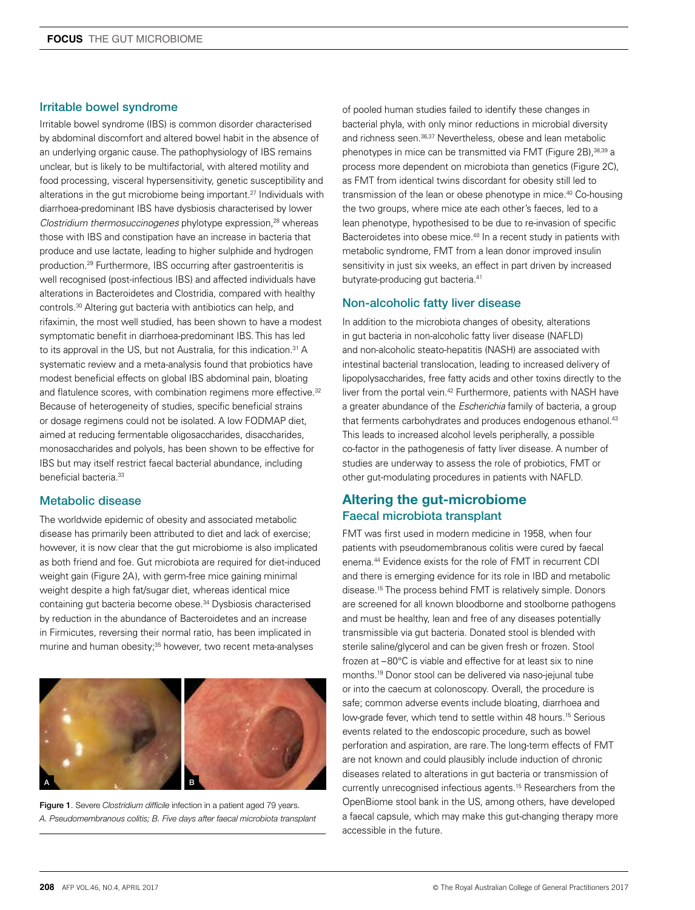## Irritable bowel syndrome

Irritable bowel syndrome (IBS) is common disorder characterised by abdominal discomfort and altered bowel habit in the absence of an underlying organic cause. The pathophysiology of IBS remains unclear, but is likely to be multifactorial, with altered motility and food processing, visceral hypersensitivity, genetic susceptibility and alterations in the gut microbiome being important.[27] Individuals with diarrhoea-predominant IBS have dysbiosis characterised by lower *Clostridium thermosuccinogenes* phylotype expression,[28] whereas those with IBS and constipation have an increase in bacteria that produce and use lactate, leading to higher sulphide and hydrogen production.[29] Furthermore, IBS occurring after gastroenteritis is well recognised (post-infectious IBS) and affected individuals have alterations in Bacteroidetes and Clostridia, compared with healthy controls.[30] Altering gut bacteria with antibiotics can help, and rifaximin, the most well studied, has been shown to have a modest symptomatic benefit in diarrhoea-predominant IBS. This has led to its approval in the US, but not Australia, for this indication.[31] A systematic review and a meta-analysis found that probiotics have modest beneficial effects on global IBS abdominal pain, bloating and flatulence scores, with combination regimens more effective.[32] Because of heterogeneity of studies, specific beneficial strains or dosage regimens could not be isolated. A low FODMAP diet, aimed at reducing fermentable oligosaccharides, disaccharides, monosaccharides and polyols, has been shown to be effective for IBS but may itself restrict faecal bacterial abundance, including beneficial bacteria.[33]

## Metabolic disease

The worldwide epidemic of obesity and associated metabolic disease has primarily been attributed to diet and lack of exercise; however, it is now clear that the gut microbiome is also implicated as both friend and foe. Gut microbiota are required for diet-induced weight gain (Figure 2A), with germ-free mice gaining minimal weight despite a high fat/sugar diet, whereas identical mice containing gut bacteria become obese.[34] Dysbiosis characterised by reduction in the abundance of Bacteroidetes and an increase in Firmicutes, reversing their normal ratio, has been implicated in murine and human obesity;[35] however, two recent meta-analyses of pooled human studies failed to identify these changes in bacterial phyla, with only minor reductions in microbial diversity and richness seen.[36,37] Nevertheless, obese and lean metabolic phenotypes in mice can be transmitted via FMT (Figure 2B),[38,39] a process more dependent on microbiota than genetics (Figure 2C), as FMT from identical twins discordant for obesity still led to transmission of the lean or obese phenotype in mice.[40] Co-housing the two groups, where mice ate each other's faeces, led to a lean phenotype, hypothesised to be due to re-invasion of specific Bacteroidetes into obese mice.[40] In a recent study in patients with metabolic syndrome, FMT from a lean donor improved insulin sensitivity in just six weeks, an effect in part driven by increased butyrate-producing gut bacteria.[41]

Figure 1. Severe *Clostridium difficile* infection in a patient aged 79 years. *A. Pseudomembranous colitis; B. Five days after faecal microbiota transplant*

## Non-alcoholic fatty liver disease

In addition to the microbiota changes of obesity, alterations in gut bacteria in non-alcoholic fatty liver disease (NAFLD) and non-alcoholic steato-hepatitis (NASH) are associated with intestinal bacterial translocation, leading to increased delivery of lipopolysaccharides, free fatty acids and other toxins directly to the liver from the portal vein.[42] Furthermore, patients with NASH have a greater abundance of the *Escherichia* family of bacteria, a group that ferments carbohydrates and produces endogenous ethanol.[43] This leads to increased alcohol levels peripherally, a possible co-factor in the pathogenesis of fatty liver disease. A number of studies are underway to assess the role of probiotics, FMT or other gut-modulating procedures in patients with NAFLD.

# Altering the gut-microbiome

## Faecal microbiota transplant

FMT was first used in modern medicine in 1958, when four patients with pseudomembranous colitis were cured by faecal enema.[44] Evidence exists for the role of FMT in recurrent CDI and there is emerging evidence for its role in IBD and metabolic disease.[15] The process behind FMT is relatively simple. Donors are screened for all known bloodborne and stoolborne pathogens and must be healthy, lean and free of any diseases potentially transmissible via gut bacteria. Donated stool is blended with sterile saline/glycerol and can be given fresh or frozen. Stool frozen at –80°C is viable and effective for at least six to nine months.[19] Donor stool can be delivered via naso-jejunal tube or into the caecum at colonoscopy. Overall, the procedure is safe; common adverse events include bloating, diarrhoea and low-grade fever, which tend to settle within 48 hours.[15] Serious events related to the endoscopic procedure, such as bowel perforation and aspiration, are rare. The long-term effects of FMT are not known and could plausibly include induction of chronic diseases related to alterations in gut bacteria or transmission of currently unrecognised infectious agents.[15] Researchers from the OpenBiome stool bank in the US, among others, have developed a faecal capsule, which may make this gut-changing therapy more accessible in the future.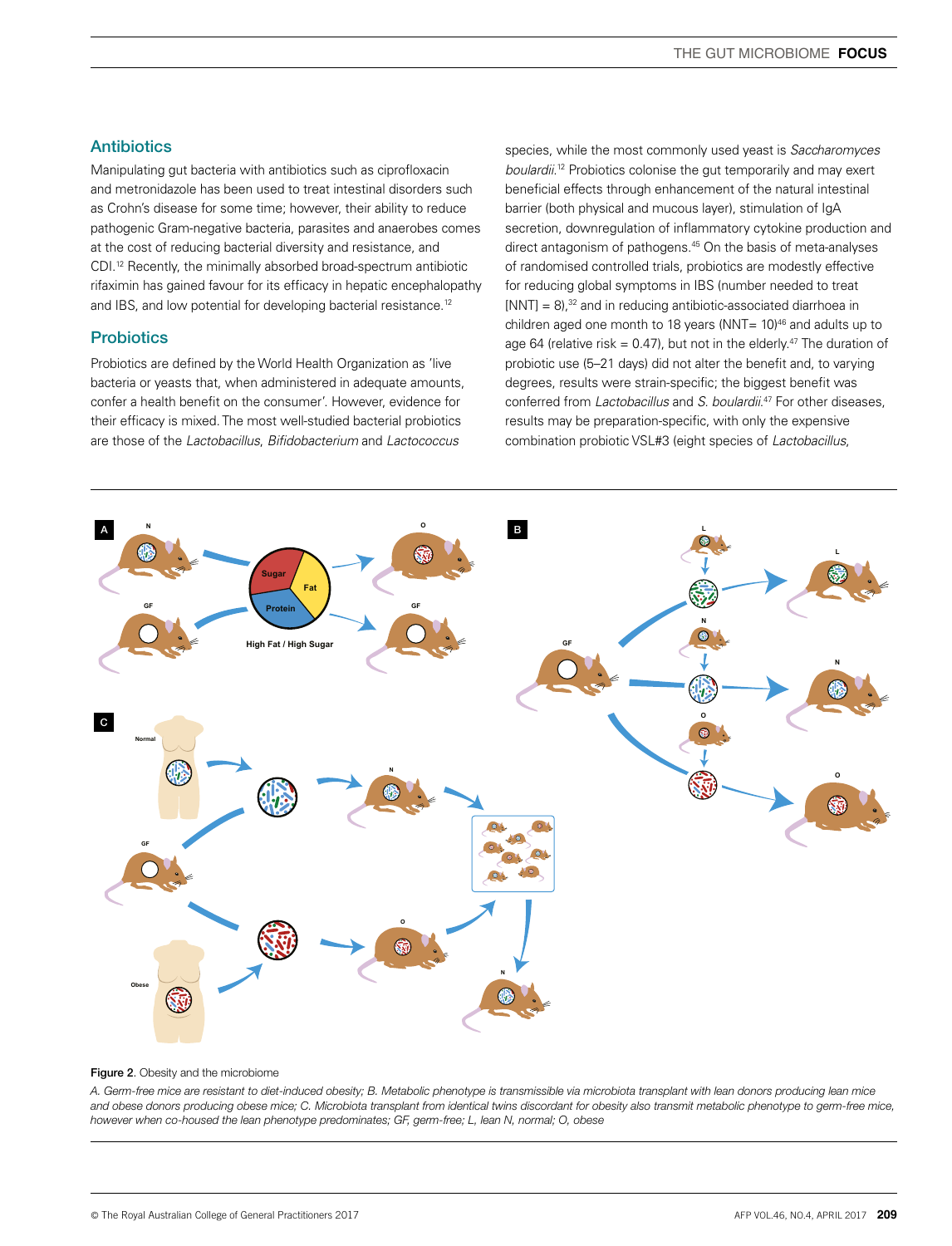## Antibiotics

Manipulating gut bacteria with antibiotics such as ciprofloxacin and metronidazole has been used to treat intestinal disorders such as Crohn's disease for some time; however, their ability to reduce pathogenic Gram-negative bacteria, parasites and anaerobes comes at the cost of reducing bacterial diversity and resistance, and CDI.[12] Recently, the minimally absorbed broad-spectrum antibiotic rifaximin has gained favour for its efficacy in hepatic encephalopathy and IBS, and low potential for developing bacterial resistance.[12]

## Probiotics

Probiotics are defined by the World Health Organization as 'live bacteria or yeasts that, when administered in adequate amounts, confer a health benefit on the consumer'. However, evidence for their efficacy is mixed. The most well-studied bacterial probiotics are those of the *Lactobacillus*, *Bifidobacterium* and *Lactococcus* species, while the most commonly used yeast is *Saccharomyces boulardii*.[12] Probiotics colonise the gut temporarily and may exert beneficial effects through enhancement of the natural intestinal barrier (both physical and mucous layer), stimulation of IgA secretion, downregulation of inflammatory cytokine production and direct antagonism of pathogens.[45] On the basis of meta-analyses of randomised controlled trials, probiotics are modestly effective for reducing global symptoms in IBS (number needed to treat [NNT] = 8),[32] and in reducing antibiotic-associated diarrhoea in children aged one month to 18 years (NNT= 10)[46] and adults up to age 64 (relative risk = 0.47), but not in the elderly.[47] The duration of probiotic use (5–21 days) did not alter the benefit and, to varying degrees, results were strain-specific; the biggest benefit was conferred from *Lactobacillus* and *S. boulardii*.[47] For other diseases, results may be preparation-specific, with only the expensive combination probiotic VSL#3 (eight species of *Lactobacillus*,

**Figure 2**. Obesity and the microbiome

*A. Germ-free mice are resistant to diet-induced obesity; B. Metabolic phenotype is transmissible via microbiota transplant with lean donors producing lean mice and obese donors producing obese mice; C. Microbiota transplant from identical twins discordant for obesity also transmit metabolic phenotype to germ-free mice, however when co-housed the lean phenotype predominates; GF, germ-free; L, lean N, normal; O, obese*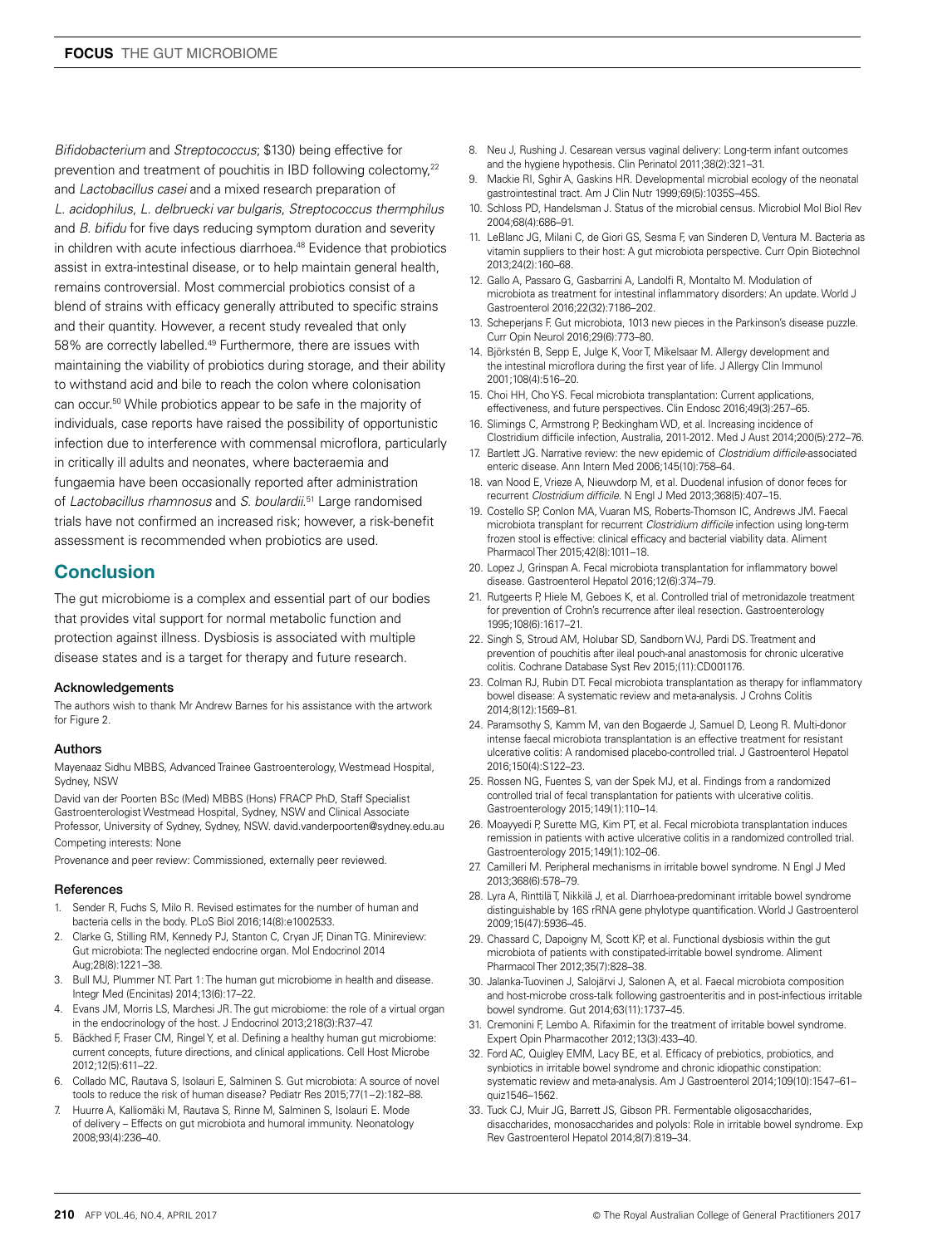*Bifidobacterium* and *Streptococcus*; $130) being effective for prevention and treatment of pouchitis in IBD following colectomy,[22] and *Lactobacillus casei* and a mixed research preparation of *L. acidophilus*, *L. delbruecki var bulgaris*, *Streptococcus thermphilus* and *B. bifidu* for five days reducing symptom duration and severity in children with acute infectious diarrhoea.[48] Evidence that probiotics assist in extra-intestinal disease, or to help maintain general health, remains controversial. Most commercial probiotics consist of a blend of strains with efficacy generally attributed to specific strains and their quantity. However, a recent study revealed that only 58% are correctly labelled.[49] Furthermore, there are issues with maintaining the viability of probiotics during storage, and their ability to withstand acid and bile to reach the colon where colonisation can occur.[50] While probiotics appear to be safe in the majority of individuals, case reports have raised the possibility of opportunistic infection due to interference with commensal microflora, particularly in critically ill adults and neonates, where bacteraemia and fungaemia have been occasionally reported after administration of *Lactobacillus rhamnosus* and *S. boulardii*.[51] Large randomised trials have not confirmed an increased risk; however, a risk-benefit assessment is recommended when probiotics are used.

## Conclusion

The gut microbiome is a complex and essential part of our bodies that provides vital support for normal metabolic function and protection against illness. Dysbiosis is associated with multiple disease states and is a target for therapy and future research.

### Acknowledgements

The authors wish to thank Mr Andrew Barnes for his assistance with the artwork for Figure 2.

### Authors

Mayenaaz Sidhu MBBS, Advanced Trainee Gastroenterology, Westmead Hospital, Sydney, NSW

David van der Poorten BSc (Med) MBBS (Hons) FRACP PhD, Staff Specialist Gastroenterologist Westmead Hospital, Sydney, NSW and Clinical Associate Professor, University of Sydney, Sydney, NSW. david.vanderpoorten@sydney.edu.au

Competing interests: None

Provenance and peer review: Commissioned, externally peer reviewed.

### References

1. Sender R, Fuchs S, Milo R. Revised estimates for the number of human and bacteria cells in the body. PLoS Biol 2016;14(8):e1002533.
2. Clarke G, Stilling RM, Kennedy PJ, Stanton C, Cryan JF, Dinan TG. Minireview: Gut microbiota: The neglected endocrine organ. Mol Endocrinol 2014 Aug;28(8):1221–38.
3. Bull MJ, Plummer NT. Part 1: The human gut microbiome in health and disease. Integr Med (Encinitas) 2014;13(6):17–22.
4. Evans JM, Morris LS, Marchesi JR. The gut microbiome: the role of a virtual organ in the endocrinology of the host. J Endocrinol 2013;218(3):R37–47.
5. Bäckhed F, Fraser CM, Ringel Y, et al. Defining a healthy human gut microbiome: current concepts, future directions, and clinical applications. Cell Host Microbe 2012;12(5):611–22.
6. Collado MC, Rautava S, Isolauri E, Salminen S. Gut microbiota: A source of novel tools to reduce the risk of human disease? Pediatr Res 2015;77(1–2):182–88.
7. Huurre A, Kalliomäki M, Rautava S, Rinne M, Salminen S, Isolauri E. Mode of delivery – Effects on gut microbiota and humoral immunity. Neonatology 2008;93(4):236–40.
8. Neu J, Rushing J. Cesarean versus vaginal delivery: Long-term infant outcomes and the hygiene hypothesis. Clin Perinatol 2011;38(2):321–31.
9. Mackie RI, Sghir A, Gaskins HR. Developmental microbial ecology of the neonatal gastrointestinal tract. Am J Clin Nutr 1999;69(5):1035S–45S.
10. Schloss PD, Handelsman J. Status of the microbial census. Microbiol Mol Biol Rev 2004;68(4):686–91.
11. LeBlanc JG, Milani C, de Giori GS, Sesma F, van Sinderen D, Ventura M. Bacteria as vitamin suppliers to their host: A gut microbiota perspective. Curr Opin Biotechnol 2013;24(2):160–68.
12. Gallo A, Passaro G, Gasbarrini A, Landolfi R, Montalto M. Modulation of microbiota as treatment for intestinal inflammatory disorders: An update. World J Gastroenterol 2016;22(32):7186–202.
13. Scheperjans F. Gut microbiota, 1013 new pieces in the Parkinson's disease puzzle. Curr Opin Neurol 2016;29(6):773–80.
14. Björkstén B, Sepp E, Julge K, Voor T, Mikelsaar M. Allergy development and the intestinal microflora during the first year of life. J Allergy Clin Immunol 2001;108(4):516–20.
15. Choi HH, Cho Y-S. Fecal microbiota transplantation: Current applications, effectiveness, and future perspectives. Clin Endosc 2016;49(3):257–65.
16. Slimings C, Armstrong P, Beckingham WD, et al. Increasing incidence of Clostridium difficile infection, Australia, 2011-2012. Med J Aust 2014;200(5):272–76.
17. Bartlett JG. Narrative review: the new epidemic of *Clostridium difficile*-associated enteric disease. Ann Intern Med 2006;145(10):758–64.
18. van Nood E, Vrieze A, Nieuwdorp M, et al. Duodenal infusion of donor feces for recurrent *Clostridium difficile*. N Engl J Med 2013;368(5):407–15.
19. Costello SP, Conlon MA, Vuaran MS, Roberts-Thomson IC, Andrews JM. Faecal microbiota transplant for recurrent *Clostridium difficile* infection using long-term frozen stool is effective: clinical efficacy and bacterial viability data. Aliment Pharmacol Ther 2015;42(8):1011–18.
20. Lopez J, Grinspan A. Fecal microbiota transplantation for inflammatory bowel disease. Gastroenterol Hepatol 2016;12(6):374–79.
21. Rutgeerts P, Hiele M, Geboes K, et al. Controlled trial of metronidazole treatment for prevention of Crohn's recurrence after ileal resection. Gastroenterology 1995;108(6):1617–21.
22. Singh S, Stroud AM, Holubar SD, Sandborn WJ, Pardi DS. Treatment and prevention of pouchitis after ileal pouch-anal anastomosis for chronic ulcerative colitis. Cochrane Database Syst Rev 2015;(11):CD001176.
23. Colman RJ, Rubin DT. Fecal microbiota transplantation as therapy for inflammatory bowel disease: A systematic review and meta-analysis. J Crohns Colitis 2014;8(12):1569–81.
24. Paramsothy S, Kamm M, van den Bogaerde J, Samuel D, Leong R. Multi-donor intense faecal microbiota transplantation is an effective treatment for resistant ulcerative colitis: A randomised placebo-controlled trial. J Gastroenterol Hepatol 2016;150(4):S122–23.
25. Rossen NG, Fuentes S, van der Spek MJ, et al. Findings from a randomized controlled trial of fecal transplantation for patients with ulcerative colitis. Gastroenterology 2015;149(1):110–14.
26. Moayyedi P, Surette MG, Kim PT, et al. Fecal microbiota transplantation induces remission in patients with active ulcerative colitis in a randomized controlled trial. Gastroenterology 2015;149(1):102–06.
27. Camilleri M. Peripheral mechanisms in irritable bowel syndrome. N Engl J Med 2013;368(6):578–79.
28. Lyra A, Rinttilä T, Nikkilä J, et al. Diarrhoea-predominant irritable bowel syndrome distinguishable by 16S rRNA gene phylotype quantification. World J Gastroenterol 2009;15(47):5936–45.
29. Chassard C, Dapoigny M, Scott KP, et al. Functional dysbiosis within the gut microbiota of patients with constipated-irritable bowel syndrome. Aliment Pharmacol Ther 2012;35(7):828–38.
30. Jalanka-Tuovinen J, Salojärvi J, Salonen A, et al. Faecal microbiota composition and host-microbe cross-talk following gastroenteritis and in post-infectious irritable bowel syndrome. Gut 2014;63(11):1737–45.
31. Cremonini F, Lembo A. Rifaximin for the treatment of irritable bowel syndrome. Expert Opin Pharmacother 2012;13(3):433–40.
32. Ford AC, Quigley EMM, Lacy BE, et al. Efficacy of prebiotics, probiotics, and synbiotics in irritable bowel syndrome and chronic idiopathic constipation: systematic review and meta-analysis. Am J Gastroenterol 2014;109(10):1547–61–quiz1546–1562.
33. Tuck CJ, Muir JG, Barrett JS, Gibson PR. Fermentable oligosaccharides, disaccharides, monosaccharides and polyols: Role in irritable bowel syndrome. Exp Rev Gastroenterol Hepatol 2014;8(7):819–34.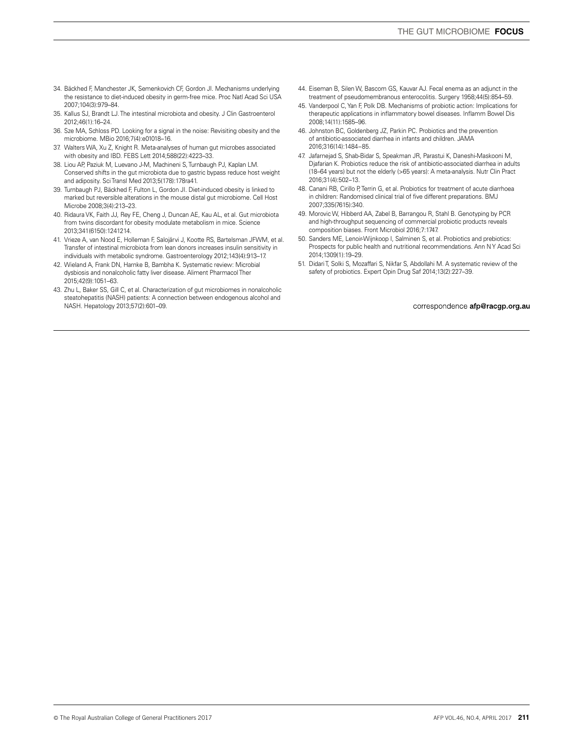34. Bäckhed F, Manchester JK, Semenkovich CF, Gordon JI. Mechanisms underlying the resistance to diet-induced obesity in germ-free mice. Proc Natl Acad Sci USA 2007;104(3):979–84.
35. Kallus SJ, Brandt LJ. The intestinal microbiota and obesity. J Clin Gastroenterol 2012;46(1):16–24.
36. Sze MA, Schloss PD. Looking for a signal in the noise: Revisiting obesity and the microbiome. MBio 2016;7(4):e01018–16.
37. Walters WA, Xu Z, Knight R. Meta-analyses of human gut microbes associated with obesity and IBD. FEBS Lett 2014;588(22):4223–33.
38. Liou AP, Paziuk M, Luevano J-M, Machineni S, Turnbaugh PJ, Kaplan LM. Conserved shifts in the gut microbiota due to gastric bypass reduce host weight and adiposity. Sci Transl Med 2013;5(178):178ra41.
39. Turnbaugh PJ, Bäckhed F, Fulton L, Gordon JI. Diet-induced obesity is linked to marked but reversible alterations in the mouse distal gut microbiome. Cell Host Microbe 2008;3(4):213–23.
40. Ridaura VK, Faith JJ, Rey FE, Cheng J, Duncan AE, Kau AL, et al. Gut microbiota from twins discordant for obesity modulate metabolism in mice. Science 2013;341(6150):1241214.
41. Vrieze A, van Nood E, Holleman F, Salojärvi J, Kootte RS, Bartelsman JFWM, et al. Transfer of intestinal microbiota from lean donors increases insulin sensitivity in individuals with metabolic syndrome. Gastroenterology 2012;143(4):913–17.
42. Wieland A, Frank DN, Harnke B, Bambha K. Systematic review: Microbial dysbiosis and nonalcoholic fatty liver disease. Aliment Pharmacol Ther 2015;42(9):1051–63.
43. Zhu L, Baker SS, Gill C, et al. Characterization of gut microbiomes in nonalcoholic steatohepatitis (NASH) patients: A connection between endogenous alcohol and NASH. Hepatology 2013;57(2):601–09.
44. Eiseman B, Silen W, Bascom GS, Kauvar AJ. Fecal enema as an adjunct in the treatment of pseudomembranous enterocolitis. Surgery 1958;44(5):854–59.
45. Vanderpool C, Yan F, Polk DB. Mechanisms of probiotic action: Implications for therapeutic applications in inflammatory bowel diseases. Inflamm Bowel Dis 2008;14(11):1585–96.
46. Johnston BC, Goldenberg JZ, Parkin PC. Probiotics and the prevention of antibiotic-associated diarrhea in infants and children. JAMA 2016;316(14):1484–85.
47. Jafarnejad S, Shab-Bidar S, Speakman JR, Parastui K, Daneshi-Maskooni M, Djafarian K. Probiotics reduce the risk of antibiotic-associated diarrhea in adults (18–64 years) but not the elderly (>65 years): A meta-analysis. Nutr Clin Pract 2016;31(4):502–13.
48. Canani RB, Cirillo P, Terrin G, et al. Probiotics for treatment of acute diarrhoea in children: Randomised clinical trial of five different preparations. BMJ 2007;335(7615):340.
49. Morovic W, Hibberd AA, Zabel B, Barrangou R, Stahl B. Genotyping by PCR and high-throughput sequencing of commercial probiotic products reveals composition biases. Front Microbiol 2016;7:1747.
50. Sanders ME, Lenoir-Wijnkoop I, Salminen S, et al. Probiotics and prebiotics: Prospects for public health and nutritional recommendations. Ann N Y Acad Sci 2014;1309(1):19–29.
51. Didari T, Solki S, Mozaffari S, Nikfar S, Abdollahi M. A systematic review of the safety of probiotics. Expert Opin Drug Saf 2014;13(2):227–39.

correspondence **afp@racgp.org.au**